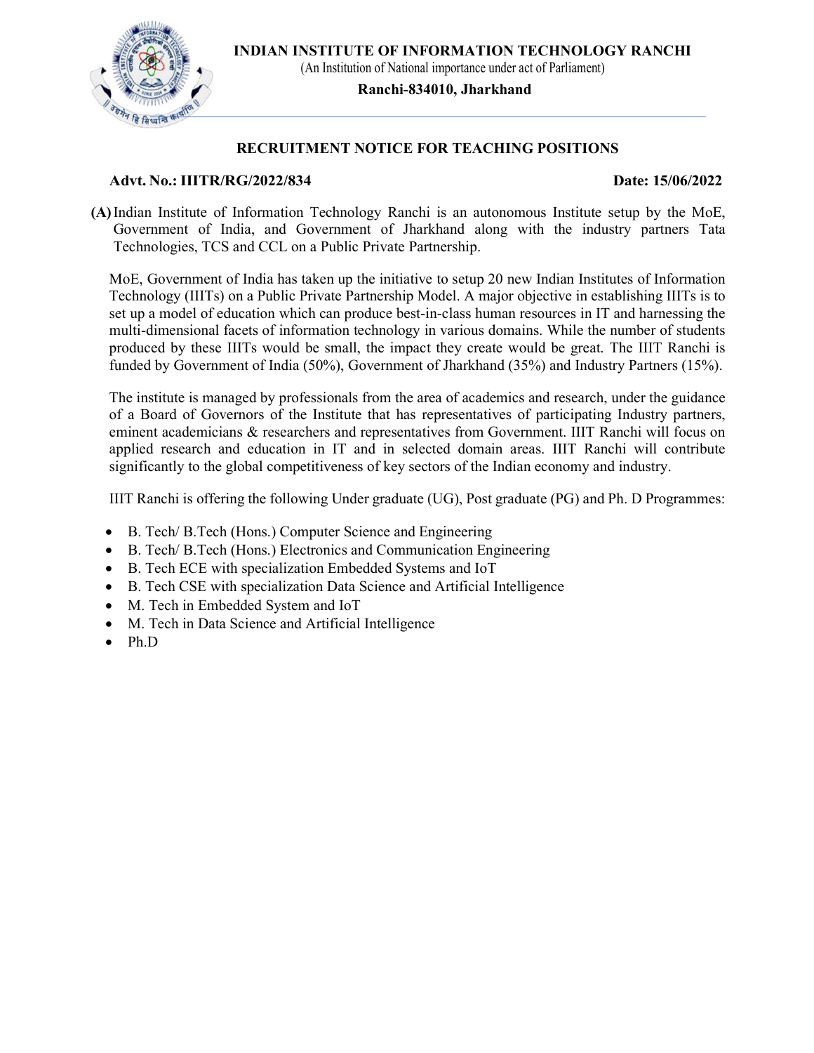**INDIAN INSTITUTE OF INFORMATION TECHNOLOGY RANCHI**

(An Institution of National importance under act of Parliament)

**Ranchi-834010, Jharkhand**

## RECRUITMENT NOTICE FOR TEACHING POSITIONS

**Advt. No.: IIITR/RG/2022/834** **Date: 15/06/2022**

**(A)** Indian Institute of Information Technology Ranchi is an autonomous Institute setup by the MoE, Government of India, and Government of Jharkhand along with the industry partners Tata Technologies, TCS and CCL on a Public Private Partnership.

MoE, Government of India has taken up the initiative to setup 20 new Indian Institutes of Information Technology (IIITs) on a Public Private Partnership Model. A major objective in establishing IIITs is to set up a model of education which can produce best-in-class human resources in IT and harnessing the multi-dimensional facets of information technology in various domains. While the number of students produced by these IIITs would be small, the impact they create would be great. The IIIT Ranchi is funded by Government of India (50%), Government of Jharkhand (35%) and Industry Partners (15%).

The institute is managed by professionals from the area of academics and research, under the guidance of a Board of Governors of the Institute that has representatives of participating Industry partners, eminent academicians & researchers and representatives from Government. IIIT Ranchi will focus on applied research and education in IT and in selected domain areas. IIIT Ranchi will contribute significantly to the global competitiveness of key sectors of the Indian economy and industry.

IIIT Ranchi is offering the following Under graduate (UG), Post graduate (PG) and Ph. D Programmes:

- B. Tech/ B.Tech (Hons.) Computer Science and Engineering
- B. Tech/ B.Tech (Hons.) Electronics and Communication Engineering
- B. Tech ECE with specialization Embedded Systems and IoT
- B. Tech CSE with specialization Data Science and Artificial Intelligence
- M. Tech in Embedded System and IoT
- M. Tech in Data Science and Artificial Intelligence
- Ph.D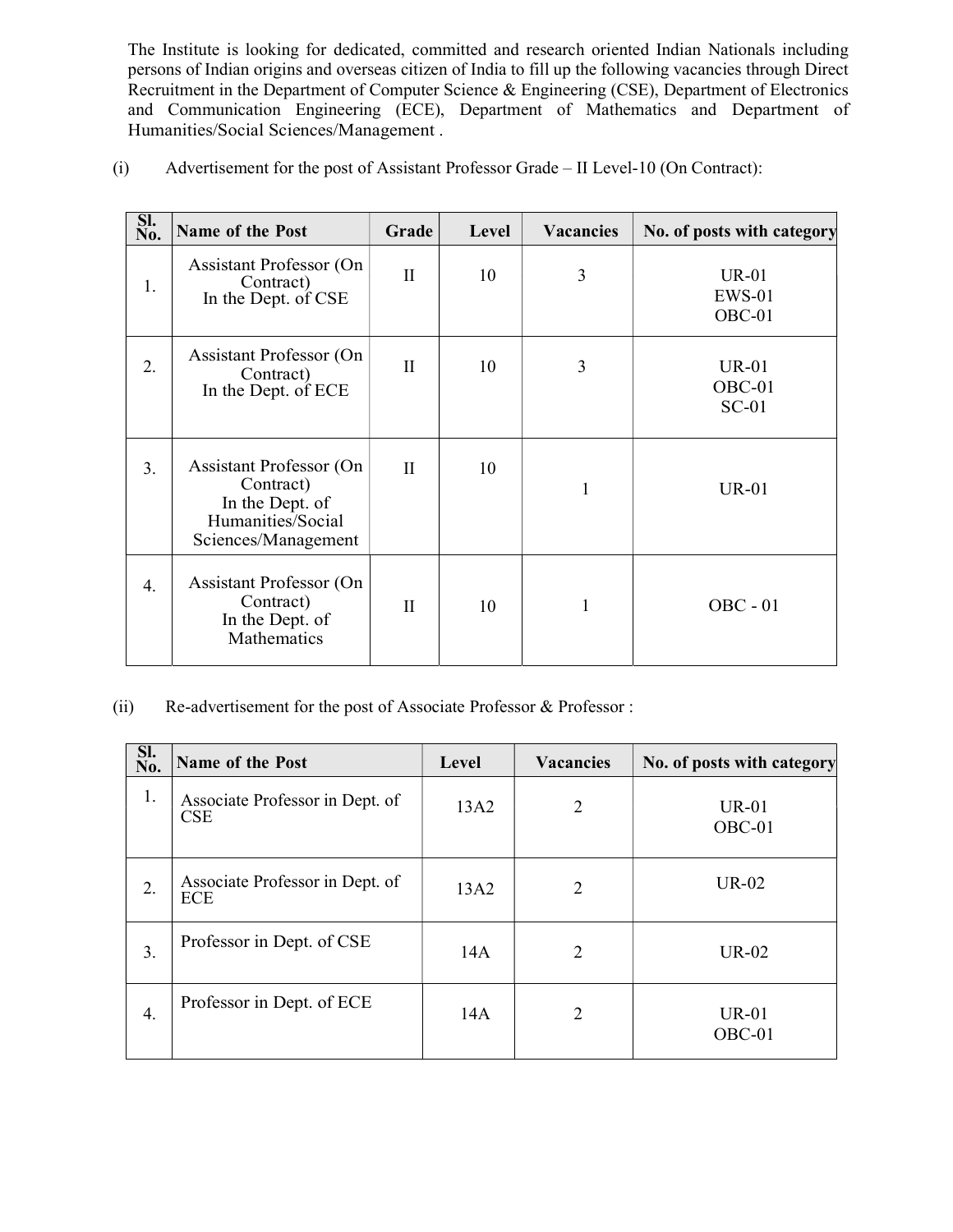The Institute is looking for dedicated, committed and research oriented Indian Nationals including persons of Indian origins and overseas citizen of India to fill up the following vacancies through Direct Recruitment in the Department of Computer Science & Engineering (CSE), Department of Electronics and Communication Engineering (ECE), Department of Mathematics and Department of Humanities/Social Sciences/Management .

(i) Advertisement for the post of Assistant Professor Grade – II Level-10 (On Contract):

| Sl. No. | Name of the Post | Grade | Level | Vacancies | No. of posts with category |
|---|---|---|---|---|---|
| 1. | Assistant Professor (On Contract) In the Dept. of CSE | II | 10 | 3 | UR-01<br>EWS-01<br>OBC-01 |
| 2. | Assistant Professor (On Contract) In the Dept. of ECE | II | 10 | 3 | UR-01<br>OBC-01<br>SC-01 |
| 3. | Assistant Professor (On Contract) In the Dept. of Humanities/Social Sciences/Management | II | 10 | 1 | UR-01 |
| 4. | Assistant Professor (On Contract) In the Dept. of Mathematics | II | 10 | 1 | OBC - 01 |

(ii) Re-advertisement for the post of Associate Professor & Professor :

| Sl. No. | Name of the Post | Level | Vacancies | No. of posts with category |
|---|---|---|---|---|
| 1. | Associate Professor in Dept. of CSE | 13A2 | 2 | UR-01<br>OBC-01 |
| 2. | Associate Professor in Dept. of ECE | 13A2 | 2 | UR-02 |
| 3. | Professor in Dept. of CSE | 14A | 2 | UR-02 |
| 4. | Professor in Dept. of ECE | 14A | 2 | UR-01<br>OBC-01 |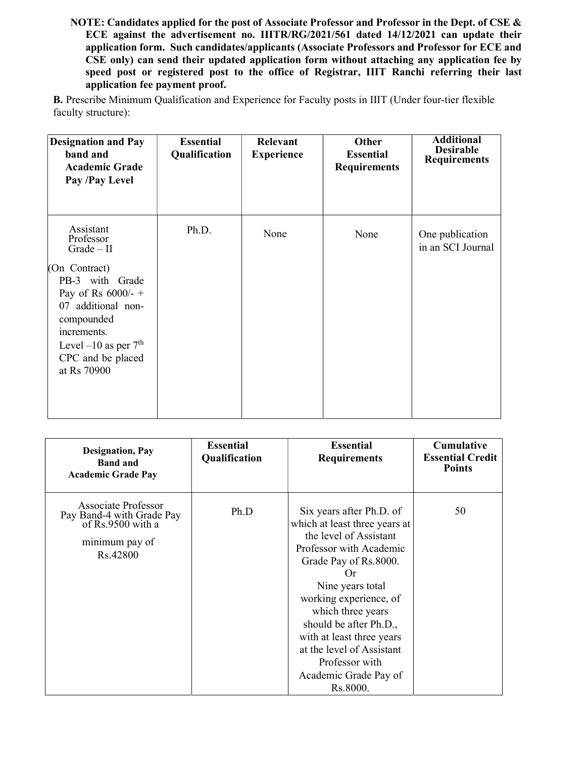**NOTE: Candidates applied for the post of Associate Professor and Professor in the Dept. of CSE & ECE against the advertisement no. IIITR/RG/2021/561 dated 14/12/2021 can update their application form. Such candidates/applicants (Associate Professors and Professor for ECE and CSE only) can send their updated application form without attaching any application fee by speed post or registered post to the office of Registrar, IIIT Ranchi referring their last application fee payment proof.**

**B.** Prescribe Minimum Qualification and Experience for Faculty posts in IIIT (Under four-tier flexible faculty structure):

| Designation and Pay band and Academic Grade Pay /Pay Level | Essential Qualification | Relevant Experience | Other Essential Requirements | Additional Desirable Requirements |
|---|---|---|---|---|
| Assistant Professor Grade – II<br><br>(On Contract) PB-3 with Grade Pay of Rs 6000/- + 07 additional non-compounded increments. Level –10 as per 7th CPC and be placed at Rs 70900 | Ph.D. | None | None | One publication in an SCI Journal |

| Designation, Pay Band and Academic Grade Pay | Essential Qualification | Essential Requirements | Cumulative Essential Credit Points |
|---|---|---|---|
| Associate Professor Pay Band-4 with Grade Pay of Rs.9500 with a minimum pay of Rs.42800 | Ph.D | Six years after Ph.D. of which at least three years at the level of Assistant Professor with Academic Grade Pay of Rs.8000.<br>Or<br>Nine years total working experience, of which three years should be after Ph.D., with at least three years at the level of Assistant Professor with Academic Grade Pay of Rs.8000. | 50 |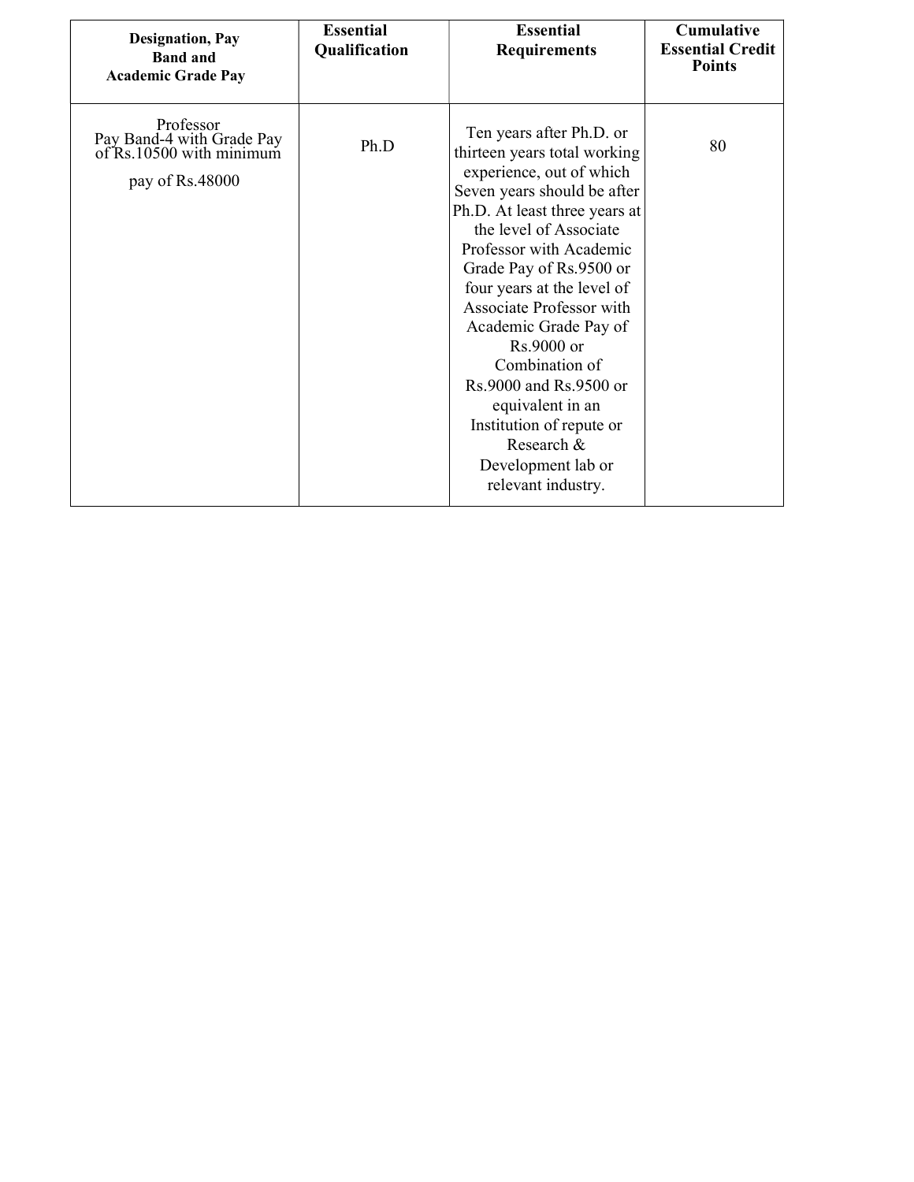| Designation, Pay Band and Academic Grade Pay | Essential Qualification | Essential Requirements | Cumulative Essential Credit Points |
|---|---|---|---|
| Professor Pay Band-4 with Grade Pay of Rs.10500 with minimum pay of Rs.48000 | Ph.D | Ten years after Ph.D. or thirteen years total working experience, out of which Seven years should be after Ph.D. At least three years at the level of Associate Professor with Academic Grade Pay of Rs.9500 or four years at the level of Associate Professor with Academic Grade Pay of Rs.9000 or Combination of Rs.9000 and Rs.9500 or equivalent in an Institution of repute or Research & Development lab or relevant industry. | 80 |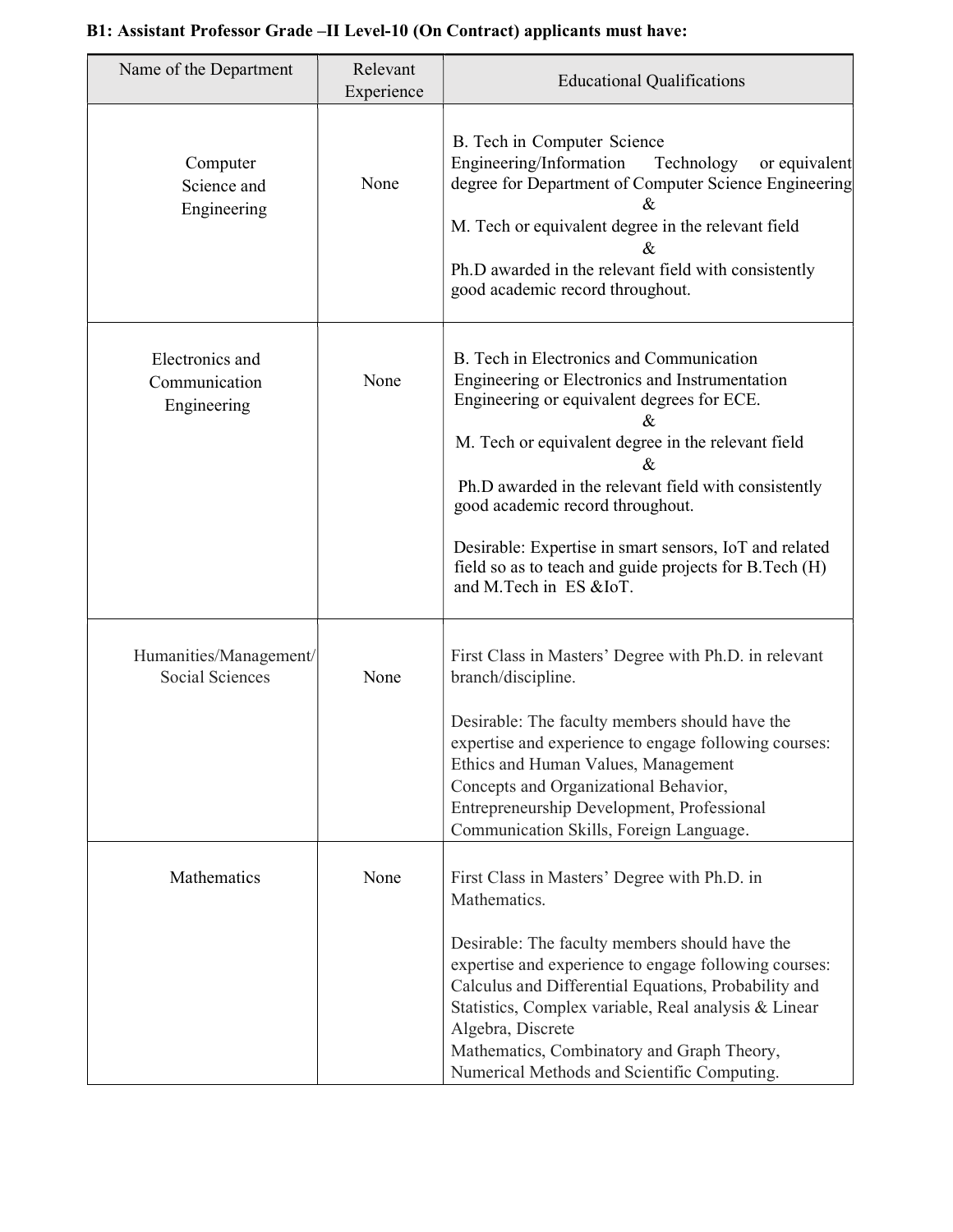**B1: Assistant Professor Grade –II Level-10 (On Contract) applicants must have:**

| Name of the Department | Relevant Experience | Educational Qualifications |
|---|---|---|
| Computer Science and Engineering | None | B. Tech in Computer Science Engineering/Information Technology or equivalent degree for Department of Computer Science Engineering<br>&<br>M. Tech or equivalent degree in the relevant field<br>&<br>Ph.D awarded in the relevant field with consistently good academic record throughout. |
| Electronics and Communication Engineering | None | B. Tech in Electronics and Communication Engineering or Electronics and Instrumentation Engineering or equivalent degrees for ECE.<br>&<br>M. Tech or equivalent degree in the relevant field<br>&<br>Ph.D awarded in the relevant field with consistently good academic record throughout.<br><br>Desirable: Expertise in smart sensors, IoT and related field so as to teach and guide projects for B.Tech (H) and M.Tech in ES &IoT. |
| Humanities/Management/ Social Sciences | None | First Class in Masters' Degree with Ph.D. in relevant branch/discipline.<br><br>Desirable: The faculty members should have the expertise and experience to engage following courses: Ethics and Human Values, Management Concepts and Organizational Behavior, Entrepreneurship Development, Professional Communication Skills, Foreign Language. |
| Mathematics | None | First Class in Masters' Degree with Ph.D. in Mathematics.<br><br>Desirable: The faculty members should have the expertise and experience to engage following courses: Calculus and Differential Equations, Probability and Statistics, Complex variable, Real analysis & Linear Algebra, Discrete Mathematics, Combinatory and Graph Theory, Numerical Methods and Scientific Computing. |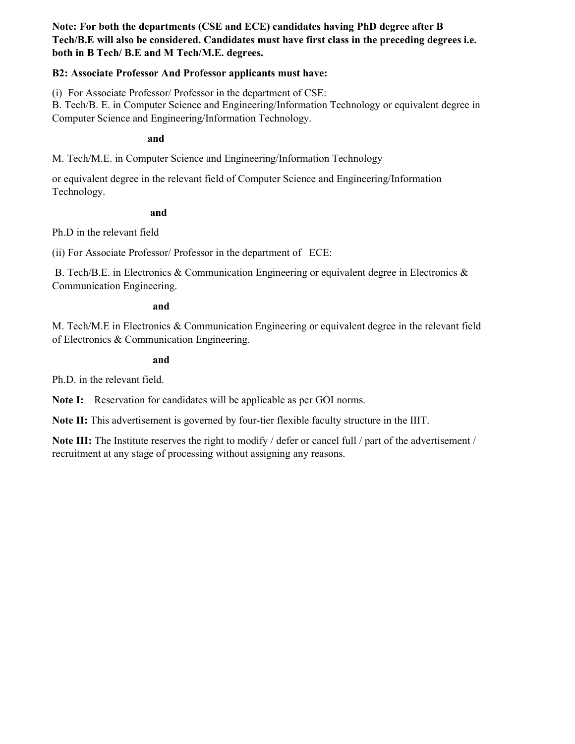**Note: For both the departments (CSE and ECE) candidates having PhD degree after B Tech/B.E will also be considered. Candidates must have first class in the preceding degrees i.e. both in B Tech/ B.E and M Tech/M.E. degrees.**

**B2: Associate Professor And Professor applicants must have:**

(i) For Associate Professor/ Professor in the department of CSE:
B. Tech/B. E. in Computer Science and Engineering/Information Technology or equivalent degree in Computer Science and Engineering/Information Technology.

**and**

M. Tech/M.E. in Computer Science and Engineering/Information Technology

or equivalent degree in the relevant field of Computer Science and Engineering/Information Technology.

**and**

Ph.D in the relevant field

(ii) For Associate Professor/ Professor in the department of ECE:

B. Tech/B.E. in Electronics & Communication Engineering or equivalent degree in Electronics & Communication Engineering.

**and**

M. Tech/M.E in Electronics & Communication Engineering or equivalent degree in the relevant field of Electronics & Communication Engineering.

**and**

Ph.D. in the relevant field.

**Note I:** Reservation for candidates will be applicable as per GOI norms.

**Note II:** This advertisement is governed by four-tier flexible faculty structure in the IIIT.

**Note III:** The Institute reserves the right to modify / defer or cancel full / part of the advertisement / recruitment at any stage of processing without assigning any reasons.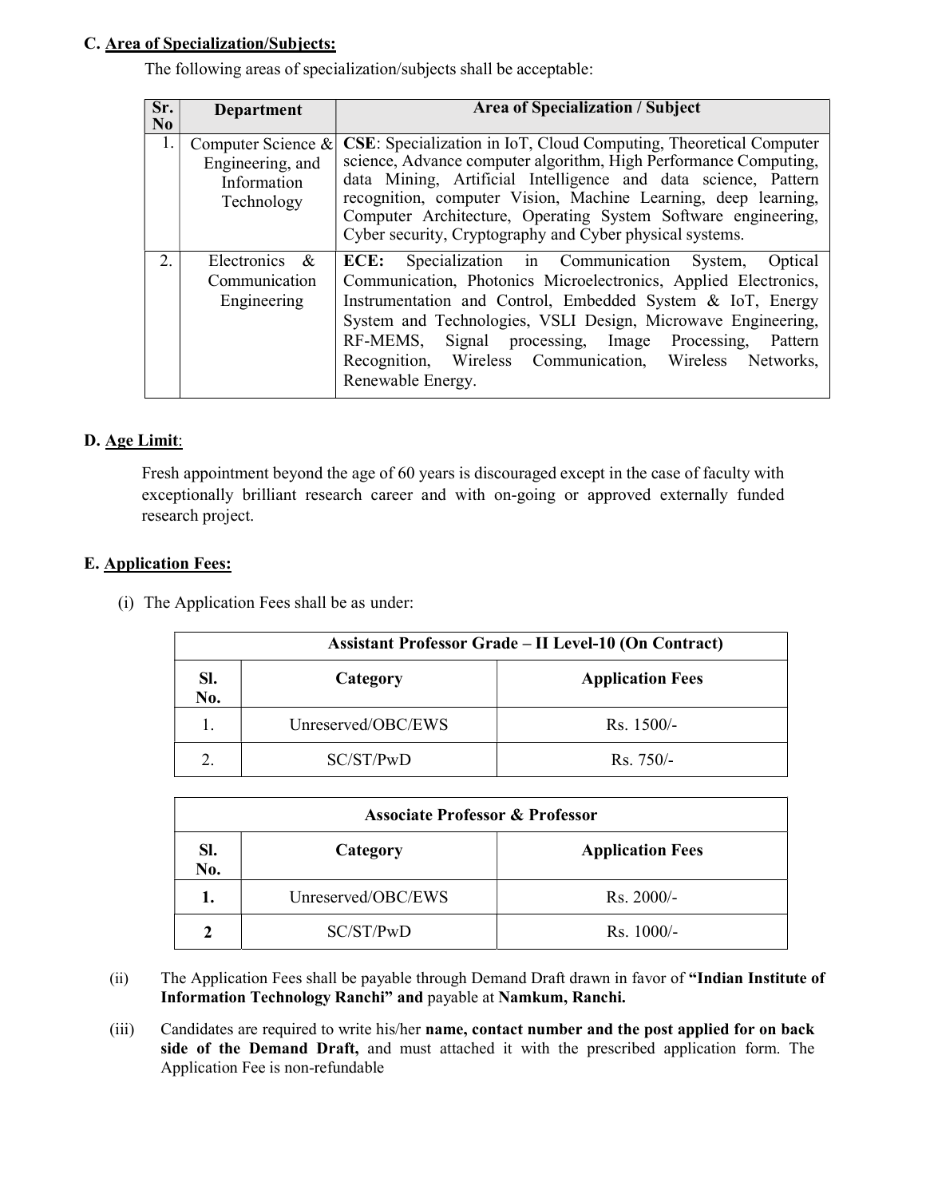**C. Area of Specialization/Subjects:**

The following areas of specialization/subjects shall be acceptable:

| Sr. No | Department | Area of Specialization / Subject |
|---|---|---|
| 1. | Computer Science & Engineering, and Information Technology | **CSE**: Specialization in IoT, Cloud Computing, Theoretical Computer science, Advance computer algorithm, High Performance Computing, data Mining, Artificial Intelligence and data science, Pattern recognition, computer Vision, Machine Learning, deep learning, Computer Architecture, Operating System Software engineering, Cyber security, Cryptography and Cyber physical systems. |
| 2. | Electronics & Communication Engineering | **ECE:** Specialization in Communication System, Optical Communication, Photonics Microelectronics, Applied Electronics, Instrumentation and Control, Embedded System & IoT, Energy System and Technologies, VSLI Design, Microwave Engineering, RF-MEMS, Signal processing, Image Processing, Pattern Recognition, Wireless Communication, Wireless Networks, Renewable Energy. |

**D. Age Limit**:

Fresh appointment beyond the age of 60 years is discouraged except in the case of faculty with exceptionally brilliant research career and with on-going or approved externally funded research project.

**E. Application Fees:**

(i) The Application Fees shall be as under:

| **Assistant Professor Grade – II Level-10 (On Contract)** | | |
|---|---|---|
| **Sl. No.** | **Category** | **Application Fees** |
| 1. | Unreserved/OBC/EWS | Rs. 1500/- |
| 2. | SC/ST/PwD | Rs. 750/- |

| **Associate Professor & Professor** | | |
|---|---|---|
| **Sl. No.** | **Category** | **Application Fees** |
| **1.** | Unreserved/OBC/EWS | Rs. 2000/- |
| **2** | SC/ST/PwD | Rs. 1000/- |

(ii) The Application Fees shall be payable through Demand Draft drawn in favor of **"Indian Institute of Information Technology Ranchi" and** payable at **Namkum, Ranchi.**

(iii) Candidates are required to write his/her **name, contact number and the post applied for on back side of the Demand Draft,** and must attached it with the prescribed application form. The Application Fee is non-refundable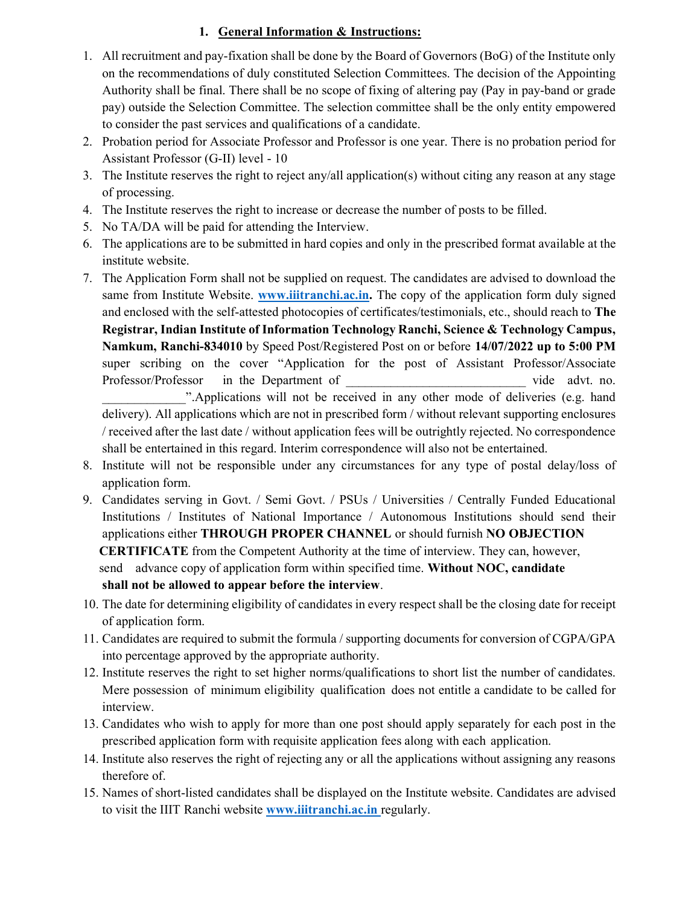## 1. **General Information & Instructions:**

1. All recruitment and pay-fixation shall be done by the Board of Governors (BoG) of the Institute only on the recommendations of duly constituted Selection Committees. The decision of the Appointing Authority shall be final. There shall be no scope of fixing of altering pay (Pay in pay-band or grade pay) outside the Selection Committee. The selection committee shall be the only entity empowered to consider the past services and qualifications of a candidate.
2. Probation period for Associate Professor and Professor is one year. There is no probation period for Assistant Professor (G-II) level - 10
3. The Institute reserves the right to reject any/all application(s) without citing any reason at any stage of processing.
4. The Institute reserves the right to increase or decrease the number of posts to be filled.
5. No TA/DA will be paid for attending the Interview.
6. The applications are to be submitted in hard copies and only in the prescribed format available at the institute website.
7. The Application Form shall not be supplied on request. The candidates are advised to download the same from Institute Website. **www.iiitranchi.ac.in.** The copy of the application form duly signed and enclosed with the self-attested photocopies of certificates/testimonials, etc., should reach to **The Registrar, Indian Institute of Information Technology Ranchi, Science & Technology Campus, Namkum, Ranchi-834010** by Speed Post/Registered Post on or before **14/07/2022 up to 5:00 PM** super scribing on the cover "Application for the post of Assistant Professor/Associate Professor/Professor in the Department of ___________________________ vide advt. no. _____________".Applications will not be received in any other mode of deliveries (e.g. hand delivery). All applications which are not in prescribed form / without relevant supporting enclosures / received after the last date / without application fees will be outrightly rejected. No correspondence shall be entertained in this regard. Interim correspondence will also not be entertained.
8. Institute will not be responsible under any circumstances for any type of postal delay/loss of application form.
9. Candidates serving in Govt. / Semi Govt. / PSUs / Universities / Centrally Funded Educational Institutions / Institutes of National Importance / Autonomous Institutions should send their applications either **THROUGH PROPER CHANNEL** or should furnish **NO OBJECTION CERTIFICATE** from the Competent Authority at the time of interview. They can, however, send advance copy of application form within specified time. **Without NOC, candidate shall not be allowed to appear before the interview**.
10. The date for determining eligibility of candidates in every respect shall be the closing date for receipt of application form.
11. Candidates are required to submit the formula / supporting documents for conversion of CGPA/GPA into percentage approved by the appropriate authority.
12. Institute reserves the right to set higher norms/qualifications to short list the number of candidates. Mere possession of minimum eligibility qualification does not entitle a candidate to be called for interview.
13. Candidates who wish to apply for more than one post should apply separately for each post in the prescribed application form with requisite application fees along with each application.
14. Institute also reserves the right of rejecting any or all the applications without assigning any reasons therefore of.
15. Names of short-listed candidates shall be displayed on the Institute website. Candidates are advised to visit the IIIT Ranchi website **www.iiitranchi.ac.in** regularly.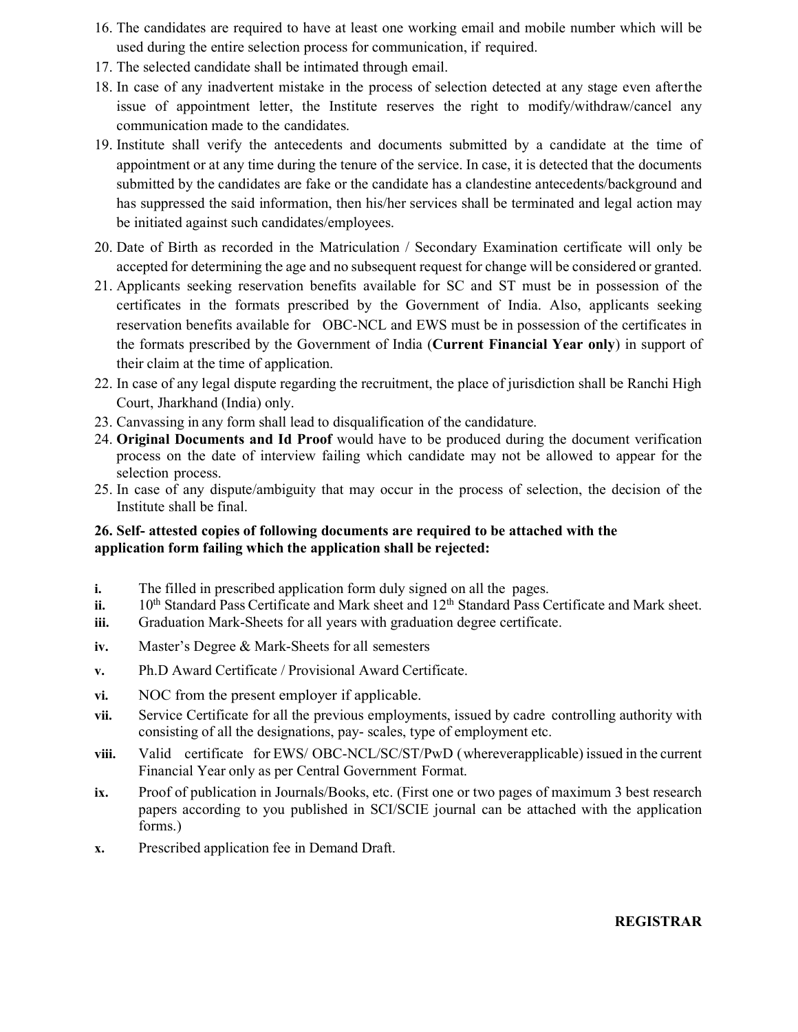16. The candidates are required to have at least one working email and mobile number which will be used during the entire selection process for communication, if required.
17. The selected candidate shall be intimated through email.
18. In case of any inadvertent mistake in the process of selection detected at any stage even after the issue of appointment letter, the Institute reserves the right to modify/withdraw/cancel any communication made to the candidates.
19. Institute shall verify the antecedents and documents submitted by a candidate at the time of appointment or at any time during the tenure of the service. In case, it is detected that the documents submitted by the candidates are fake or the candidate has a clandestine antecedents/background and has suppressed the said information, then his/her services shall be terminated and legal action may be initiated against such candidates/employees.
20. Date of Birth as recorded in the Matriculation / Secondary Examination certificate will only be accepted for determining the age and no subsequent request for change will be considered or granted.
21. Applicants seeking reservation benefits available for SC and ST must be in possession of the certificates in the formats prescribed by the Government of India. Also, applicants seeking reservation benefits available for OBC-NCL and EWS must be in possession of the certificates in the formats prescribed by the Government of India (**Current Financial Year only**) in support of their claim at the time of application.
22. In case of any legal dispute regarding the recruitment, the place of jurisdiction shall be Ranchi High Court, Jharkhand (India) only.
23. Canvassing in any form shall lead to disqualification of the candidature.
24. **Original Documents and Id Proof** would have to be produced during the document verification process on the date of interview failing which candidate may not be allowed to appear for the selection process.
25. In case of any dispute/ambiguity that may occur in the process of selection, the decision of the Institute shall be final.

**26. Self- attested copies of following documents are required to be attached with the application form failing which the application shall be rejected:**

- **i.** The filled in prescribed application form duly signed on all the pages.
- **ii.** 10th Standard Pass Certificate and Mark sheet and 12th Standard Pass Certificate and Mark sheet.
- **iii.** Graduation Mark-Sheets for all years with graduation degree certificate.
- **iv.** Master's Degree & Mark-Sheets for all semesters
- **v.** Ph.D Award Certificate / Provisional Award Certificate.
- **vi.** NOC from the present employer if applicable.
- **vii.** Service Certificate for all the previous employments, issued by cadre controlling authority with consisting of all the designations, pay- scales, type of employment etc.
- **viii.** Valid certificate for EWS/ OBC-NCL/SC/ST/PwD (whereverapplicable) issued in the current Financial Year only as per Central Government Format.
- **ix.** Proof of publication in Journals/Books, etc. (First one or two pages of maximum 3 best research papers according to you published in SCI/SCIE journal can be attached with the application forms.)
- **x.** Prescribed application fee in Demand Draft.

**REGISTRAR**